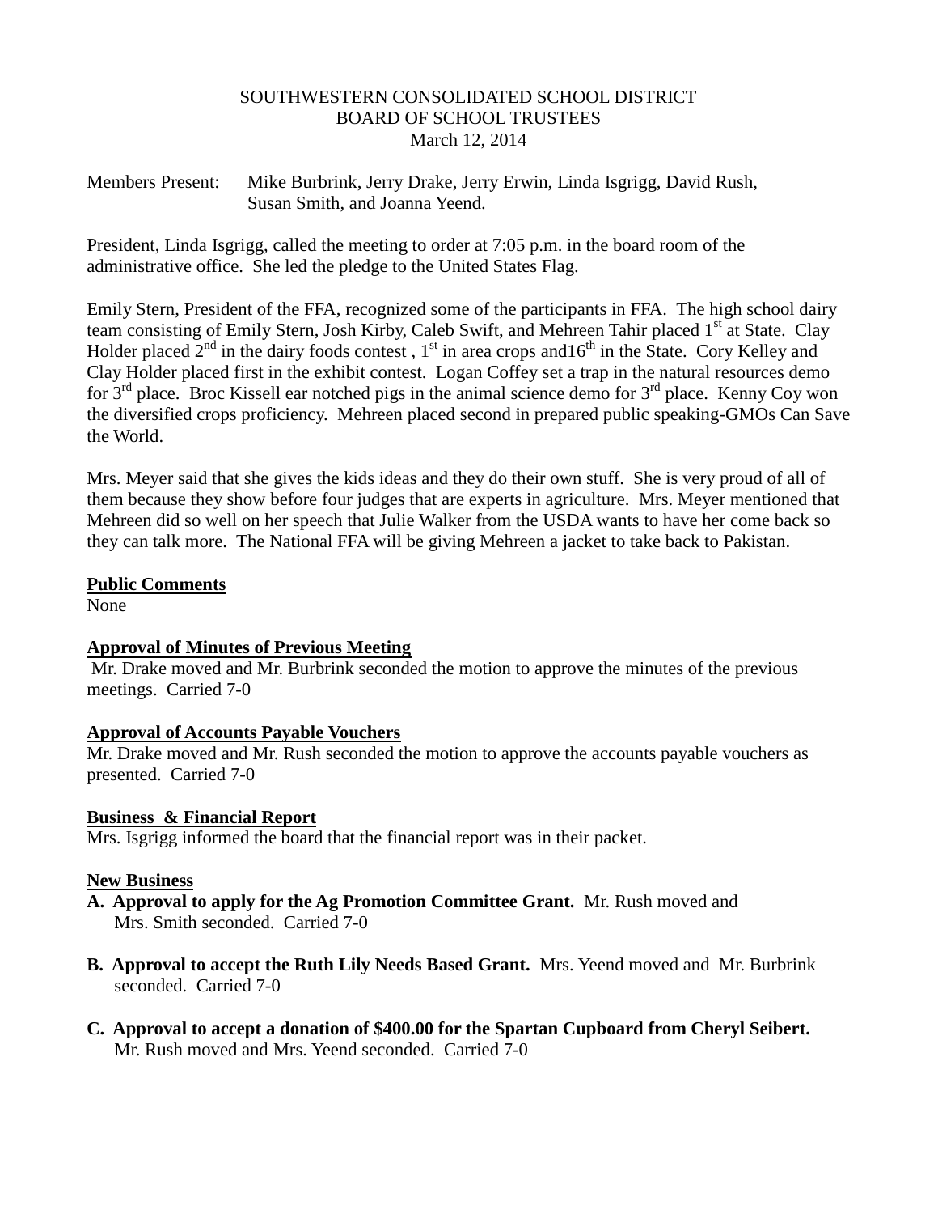SOUTHWESTERN CONSOLIDATED SCHOOL DISTRICT
BOARD OF SCHOOL TRUSTEES
March 12, 2014

Members Present: Mike Burbrink, Jerry Drake, Jerry Erwin, Linda Isgrigg, David Rush, Susan Smith, and Joanna Yeend.

President, Linda Isgrigg, called the meeting to order at 7:05 p.m. in the board room of the administrative office. She led the pledge to the United States Flag.

Emily Stern, President of the FFA, recognized some of the participants in FFA. The high school dairy team consisting of Emily Stern, Josh Kirby, Caleb Swift, and Mehreen Tahir placed 1st at State. Clay Holder placed 2nd in the dairy foods contest , 1st in area crops and16th in the State. Cory Kelley and Clay Holder placed first in the exhibit contest. Logan Coffey set a trap in the natural resources demo for 3rd place. Broc Kissell ear notched pigs in the animal science demo for 3rd place. Kenny Coy won the diversified crops proficiency. Mehreen placed second in prepared public speaking-GMOs Can Save the World.

Mrs. Meyer said that she gives the kids ideas and they do their own stuff. She is very proud of all of them because they show before four judges that are experts in agriculture. Mrs. Meyer mentioned that Mehreen did so well on her speech that Julie Walker from the USDA wants to have her come back so they can talk more. The National FFA will be giving Mehreen a jacket to take back to Pakistan.

**Public Comments**
None

**Approval of Minutes of Previous Meeting**
Mr. Drake moved and Mr. Burbrink seconded the motion to approve the minutes of the previous meetings. Carried 7-0

**Approval of Accounts Payable Vouchers**
Mr. Drake moved and Mr. Rush seconded the motion to approve the accounts payable vouchers as presented. Carried 7-0

**Business & Financial Report**
Mrs. Isgrigg informed the board that the financial report was in their packet.

**New Business**

**A. Approval to apply for the Ag Promotion Committee Grant.** Mr. Rush moved and Mrs. Smith seconded. Carried 7-0

**B. Approval to accept the Ruth Lily Needs Based Grant.** Mrs. Yeend moved and Mr. Burbrink seconded. Carried 7-0

**C. Approval to accept a donation of $400.00 for the Spartan Cupboard from Cheryl Seibert.** Mr. Rush moved and Mrs. Yeend seconded. Carried 7-0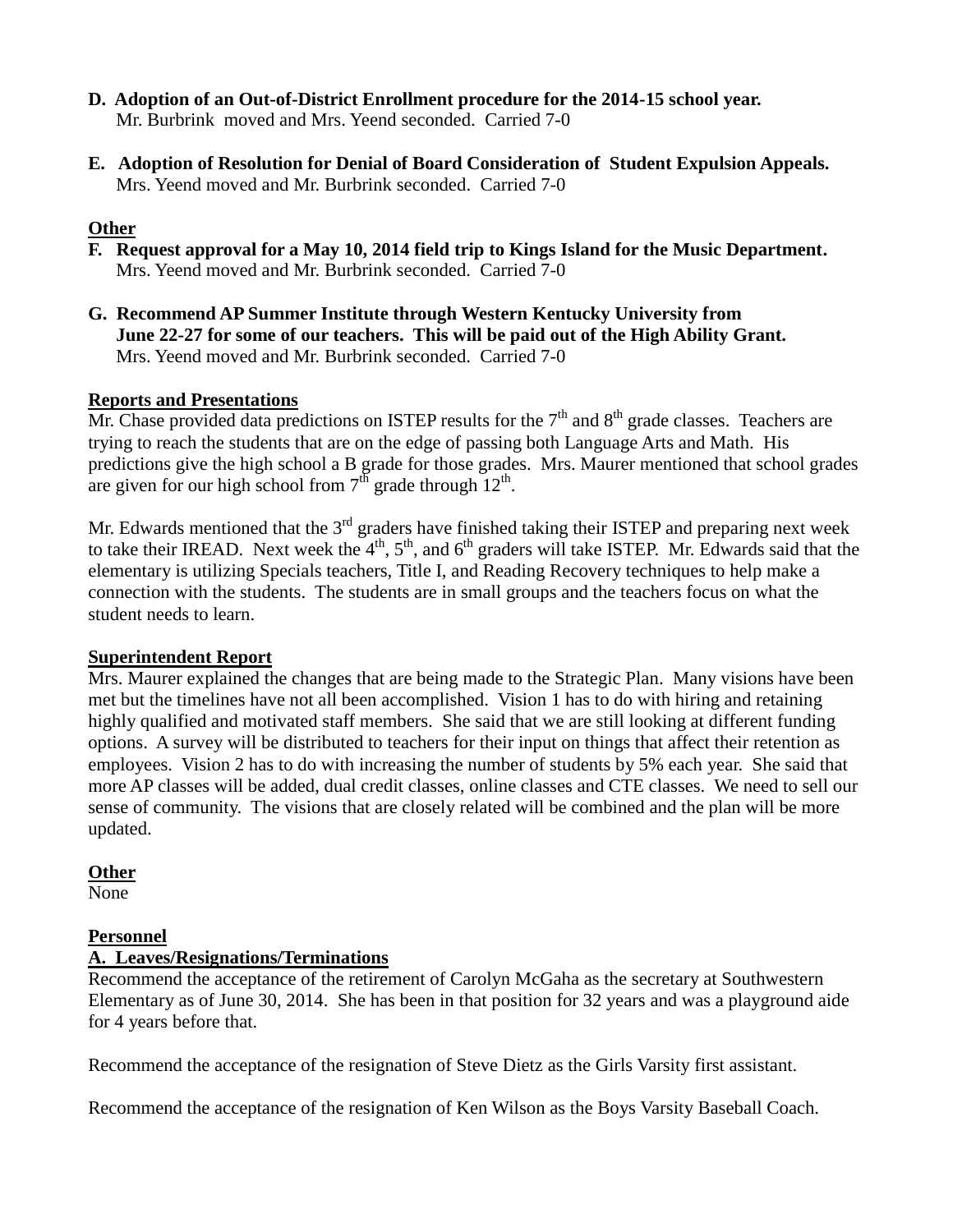**D. Adoption of an Out-of-District Enrollment procedure for the 2014-15 school year.**
Mr. Burbrink moved and Mrs. Yeend seconded. Carried 7-0

**E. Adoption of Resolution for Denial of Board Consideration of Student Expulsion Appeals.**
Mrs. Yeend moved and Mr. Burbrink seconded. Carried 7-0

**Other**

**F. Request approval for a May 10, 2014 field trip to Kings Island for the Music Department.**
Mrs. Yeend moved and Mr. Burbrink seconded. Carried 7-0

**G. Recommend AP Summer Institute through Western Kentucky University from June 22-27 for some of our teachers. This will be paid out of the High Ability Grant.**
Mrs. Yeend moved and Mr. Burbrink seconded. Carried 7-0

**Reports and Presentations**

Mr. Chase provided data predictions on ISTEP results for the 7th and 8th grade classes. Teachers are trying to reach the students that are on the edge of passing both Language Arts and Math. His predictions give the high school a B grade for those grades. Mrs. Maurer mentioned that school grades are given for our high school from 7th grade through 12th.

Mr. Edwards mentioned that the 3rd graders have finished taking their ISTEP and preparing next week to take their IREAD. Next week the 4th, 5th, and 6th graders will take ISTEP. Mr. Edwards said that the elementary is utilizing Specials teachers, Title I, and Reading Recovery techniques to help make a connection with the students. The students are in small groups and the teachers focus on what the student needs to learn.

**Superintendent Report**

Mrs. Maurer explained the changes that are being made to the Strategic Plan. Many visions have been met but the timelines have not all been accomplished. Vision 1 has to do with hiring and retaining highly qualified and motivated staff members. She said that we are still looking at different funding options. A survey will be distributed to teachers for their input on things that affect their retention as employees. Vision 2 has to do with increasing the number of students by 5% each year. She said that more AP classes will be added, dual credit classes, online classes and CTE classes. We need to sell our sense of community. The visions that are closely related will be combined and the plan will be more updated.

**Other**

None

**Personnel**

**A. Leaves/Resignations/Terminations**

Recommend the acceptance of the retirement of Carolyn McGaha as the secretary at Southwestern Elementary as of June 30, 2014. She has been in that position for 32 years and was a playground aide for 4 years before that.

Recommend the acceptance of the resignation of Steve Dietz as the Girls Varsity first assistant.

Recommend the acceptance of the resignation of Ken Wilson as the Boys Varsity Baseball Coach.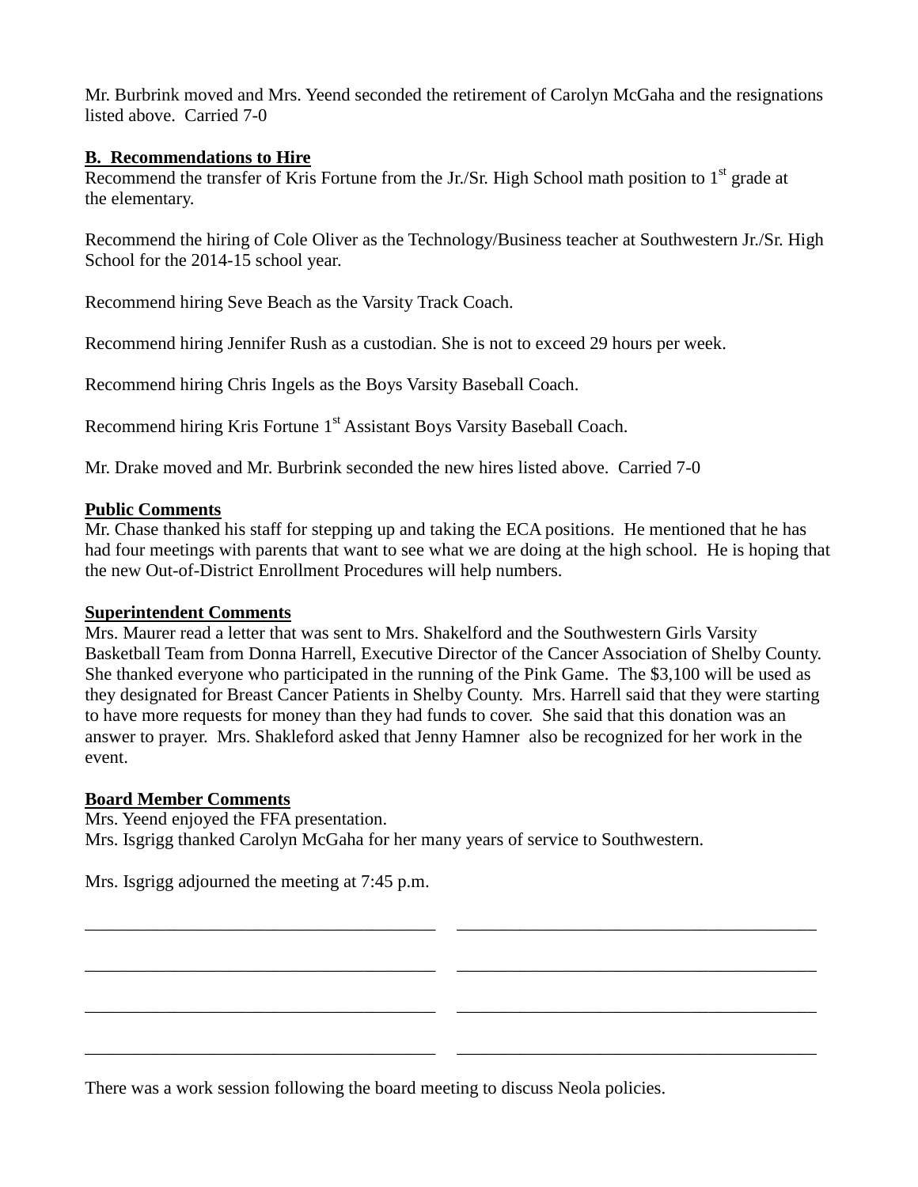Mr. Burbrink moved and Mrs. Yeend seconded the retirement of Carolyn McGaha and the resignations listed above. Carried 7-0

**B. Recommendations to Hire**

Recommend the transfer of Kris Fortune from the Jr./Sr. High School math position to 1st grade at the elementary.

Recommend the hiring of Cole Oliver as the Technology/Business teacher at Southwestern Jr./Sr. High School for the 2014-15 school year.

Recommend hiring Seve Beach as the Varsity Track Coach.

Recommend hiring Jennifer Rush as a custodian. She is not to exceed 29 hours per week.

Recommend hiring Chris Ingels as the Boys Varsity Baseball Coach.

Recommend hiring Kris Fortune 1st Assistant Boys Varsity Baseball Coach.

Mr. Drake moved and Mr. Burbrink seconded the new hires listed above. Carried 7-0

**Public Comments**

Mr. Chase thanked his staff for stepping up and taking the ECA positions. He mentioned that he has had four meetings with parents that want to see what we are doing at the high school. He is hoping that the new Out-of-District Enrollment Procedures will help numbers.

**Superintendent Comments**

Mrs. Maurer read a letter that was sent to Mrs. Shakelford and the Southwestern Girls Varsity Basketball Team from Donna Harrell, Executive Director of the Cancer Association of Shelby County. She thanked everyone who participated in the running of the Pink Game. The $3,100 will be used as they designated for Breast Cancer Patients in Shelby County. Mrs. Harrell said that they were starting to have more requests for money than they had funds to cover. She said that this donation was an answer to prayer. Mrs. Shakleford asked that Jenny Hamner also be recognized for her work in the event.

**Board Member Comments**

Mrs. Yeend enjoyed the FFA presentation.
Mrs. Isgrigg thanked Carolyn McGaha for her many years of service to Southwestern.

Mrs. Isgrigg adjourned the meeting at 7:45 p.m.

\_\_\_\_\_\_\_\_\_\_\_\_\_\_\_\_\_\_\_\_\_\_\_\_\_\_\_\_\_\_\_\_\_\_\_\_\_\_\_\_ \_\_\_\_\_\_\_\_\_\_\_\_\_\_\_\_\_\_\_\_\_\_\_\_\_\_\_\_\_\_\_\_\_\_\_\_\_\_\_\_

\_\_\_\_\_\_\_\_\_\_\_\_\_\_\_\_\_\_\_\_\_\_\_\_\_\_\_\_\_\_\_\_\_\_\_\_\_\_\_\_ \_\_\_\_\_\_\_\_\_\_\_\_\_\_\_\_\_\_\_\_\_\_\_\_\_\_\_\_\_\_\_\_\_\_\_\_\_\_\_\_

\_\_\_\_\_\_\_\_\_\_\_\_\_\_\_\_\_\_\_\_\_\_\_\_\_\_\_\_\_\_\_\_\_\_\_\_\_\_\_\_ \_\_\_\_\_\_\_\_\_\_\_\_\_\_\_\_\_\_\_\_\_\_\_\_\_\_\_\_\_\_\_\_\_\_\_\_\_\_\_\_

\_\_\_\_\_\_\_\_\_\_\_\_\_\_\_\_\_\_\_\_\_\_\_\_\_\_\_\_\_\_\_\_\_\_\_\_\_\_\_\_ \_\_\_\_\_\_\_\_\_\_\_\_\_\_\_\_\_\_\_\_\_\_\_\_\_\_\_\_\_\_\_\_\_\_\_\_\_\_\_\_

There was a work session following the board meeting to discuss Neola policies.